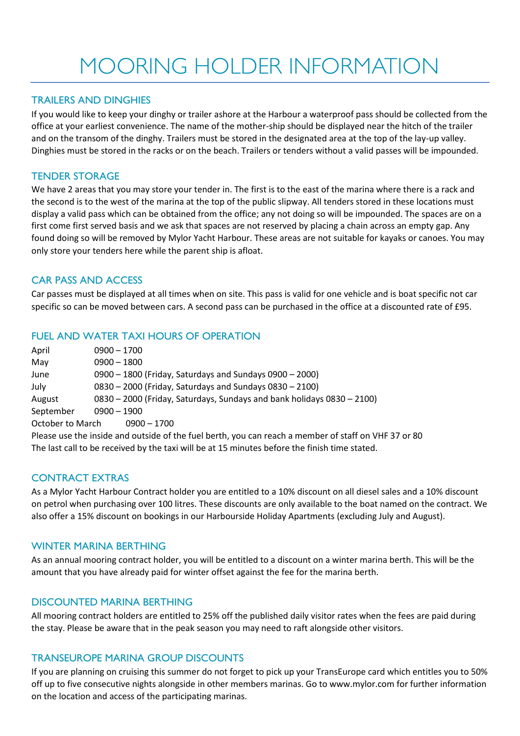# MOORING HOLDER INFORMATION

## TRAILERS AND DINGHIES

If you would like to keep your dinghy or trailer ashore at the Harbour a waterproof pass should be collected from the office at your earliest convenience. The name of the mother-ship should be displayed near the hitch of the trailer and on the transom of the dinghy. Trailers must be stored in the designated area at the top of the lay-up valley. Dinghies must be stored in the racks or on the beach. Trailers or tenders without a valid passes will be impounded.

## TENDER STORAGE

We have 2 areas that you may store your tender in. The first is to the east of the marina where there is a rack and the second is to the west of the marina at the top of the public slipway. All tenders stored in these locations must display a valid pass which can be obtained from the office; any not doing so will be impounded. The spaces are on a first come first served basis and we ask that spaces are not reserved by placing a chain across an empty gap. Any found doing so will be removed by Mylor Yacht Harbour. These areas are not suitable for kayaks or canoes. You may only store your tenders here while the parent ship is afloat.

## CAR PASS AND ACCESS

Car passes must be displayed at all times when on site. This pass is valid for one vehicle and is boat specific not car specific so can be moved between cars. A second pass can be purchased in the office at a discounted rate of £95.

## FUEL AND WATER TAXI HOURS OF OPERATION

| | |
|---|---|
| April | 0900 – 1700 |
| May | 0900 – 1800 |
| June | 0900 – 1800 (Friday, Saturdays and Sundays 0900 – 2000) |
| July | 0830 – 2000 (Friday, Saturdays and Sundays 0830 – 2100) |
| August | 0830 – 2000 (Friday, Saturdays, Sundays and bank holidays 0830 – 2100) |
| September | 0900 – 1900 |
| October to March | 0900 – 1700 |

Please use the inside and outside of the fuel berth, you can reach a member of staff on VHF 37 or 80
The last call to be received by the taxi will be at 15 minutes before the finish time stated.

## CONTRACT EXTRAS

As a Mylor Yacht Harbour Contract holder you are entitled to a 10% discount on all diesel sales and a 10% discount on petrol when purchasing over 100 litres. These discounts are only available to the boat named on the contract. We also offer a 15% discount on bookings in our Harbourside Holiday Apartments (excluding July and August).

## WINTER MARINA BERTHING

As an annual mooring contract holder, you will be entitled to a discount on a winter marina berth. This will be the amount that you have already paid for winter offset against the fee for the marina berth.

## DISCOUNTED MARINA BERTHING

All mooring contract holders are entitled to 25% off the published daily visitor rates when the fees are paid during the stay. Please be aware that in the peak season you may need to raft alongside other visitors.

## TRANSEUROPE MARINA GROUP DISCOUNTS

If you are planning on cruising this summer do not forget to pick up your TransEurope card which entitles you to 50% off up to five consecutive nights alongside in other members marinas. Go to www.mylor.com for further information on the location and access of the participating marinas.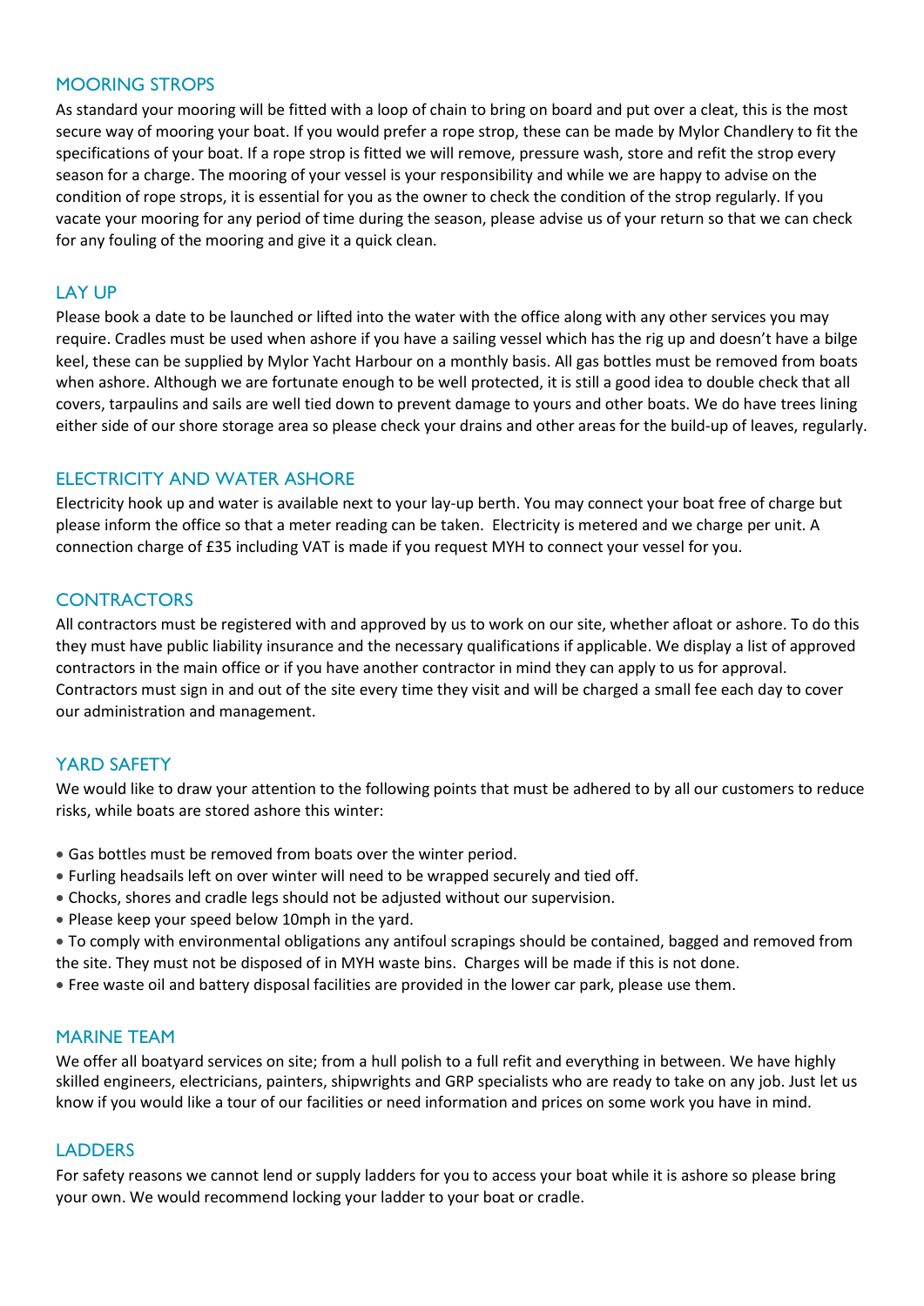## MOORING STROPS

As standard your mooring will be fitted with a loop of chain to bring on board and put over a cleat, this is the most secure way of mooring your boat. If you would prefer a rope strop, these can be made by Mylor Chandlery to fit the specifications of your boat. If a rope strop is fitted we will remove, pressure wash, store and refit the strop every season for a charge. The mooring of your vessel is your responsibility and while we are happy to advise on the condition of rope strops, it is essential for you as the owner to check the condition of the strop regularly. If you vacate your mooring for any period of time during the season, please advise us of your return so that we can check for any fouling of the mooring and give it a quick clean.

## LAY UP

Please book a date to be launched or lifted into the water with the office along with any other services you may require. Cradles must be used when ashore if you have a sailing vessel which has the rig up and doesn't have a bilge keel, these can be supplied by Mylor Yacht Harbour on a monthly basis. All gas bottles must be removed from boats when ashore. Although we are fortunate enough to be well protected, it is still a good idea to double check that all covers, tarpaulins and sails are well tied down to prevent damage to yours and other boats. We do have trees lining either side of our shore storage area so please check your drains and other areas for the build-up of leaves, regularly.

## ELECTRICITY AND WATER ASHORE

Electricity hook up and water is available next to your lay-up berth. You may connect your boat free of charge but please inform the office so that a meter reading can be taken. Electricity is metered and we charge per unit. A connection charge of £35 including VAT is made if you request MYH to connect your vessel for you.

## CONTRACTORS

All contractors must be registered with and approved by us to work on our site, whether afloat or ashore. To do this they must have public liability insurance and the necessary qualifications if applicable. We display a list of approved contractors in the main office or if you have another contractor in mind they can apply to us for approval. Contractors must sign in and out of the site every time they visit and will be charged a small fee each day to cover our administration and management.

## YARD SAFETY

We would like to draw your attention to the following points that must be adhered to by all our customers to reduce risks, while boats are stored ashore this winter:

- Gas bottles must be removed from boats over the winter period.
- Furling headsails left on over winter will need to be wrapped securely and tied off.
- Chocks, shores and cradle legs should not be adjusted without our supervision.
- Please keep your speed below 10mph in the yard.
- To comply with environmental obligations any antifoul scrapings should be contained, bagged and removed from the site. They must not be disposed of in MYH waste bins. Charges will be made if this is not done.
- Free waste oil and battery disposal facilities are provided in the lower car park, please use them.

## MARINE TEAM

We offer all boatyard services on site; from a hull polish to a full refit and everything in between. We have highly skilled engineers, electricians, painters, shipwrights and GRP specialists who are ready to take on any job. Just let us know if you would like a tour of our facilities or need information and prices on some work you have in mind.

## LADDERS

For safety reasons we cannot lend or supply ladders for you to access your boat while it is ashore so please bring your own. We would recommend locking your ladder to your boat or cradle.